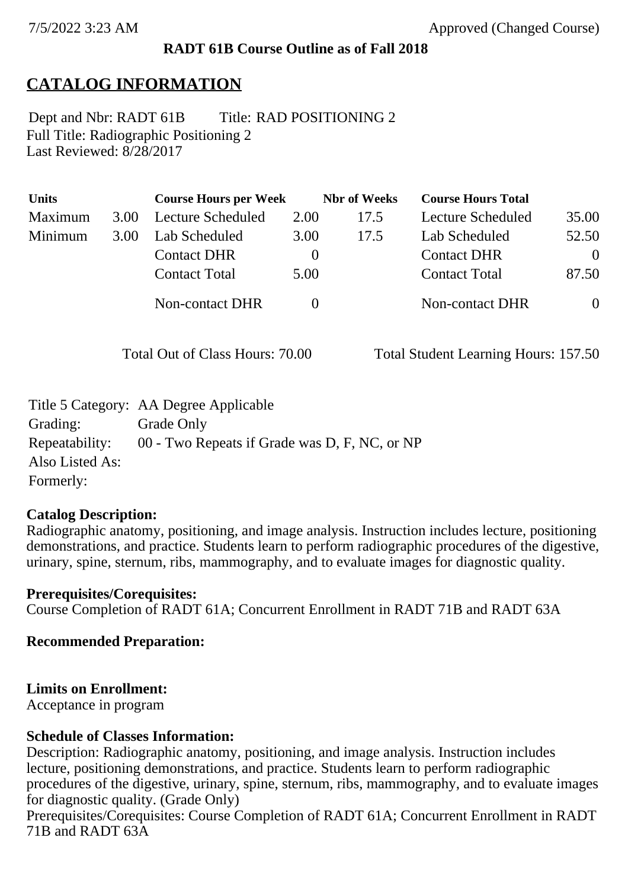**RADT 61B Course Outline as of Fall 2018**

# CATALOG INFORMATION

Dept and Nbr: RADT 61B Title: RAD POSITIONING 2
Full Title: Radiographic Positioning 2
Last Reviewed: 8/28/2017

| Units | | Course Hours per Week | | Nbr of Weeks | Course Hours Total | |
|---|---|---|---|---|---|---|
| Maximum | 3.00 | Lecture Scheduled | 2.00 | 17.5 | Lecture Scheduled | 35.00 |
| Minimum | 3.00 | Lab Scheduled | 3.00 | 17.5 | Lab Scheduled | 52.50 |
| | | Contact DHR | 0 | | Contact DHR | 0 |
| | | Contact Total | 5.00 | | Contact Total | 87.50 |
| | | Non-contact DHR | 0 | | Non-contact DHR | 0 |

Total Out of Class Hours: 70.00 Total Student Learning Hours: 157.50

Title 5 Category: AA Degree Applicable
Grading: Grade Only
Repeatability: 00 - Two Repeats if Grade was D, F, NC, or NP
Also Listed As:
Formerly:

**Catalog Description:**
Radiographic anatomy, positioning, and image analysis. Instruction includes lecture, positioning demonstrations, and practice. Students learn to perform radiographic procedures of the digestive, urinary, spine, sternum, ribs, mammography, and to evaluate images for diagnostic quality.

**Prerequisites/Corequisites:**
Course Completion of RADT 61A; Concurrent Enrollment in RADT 71B and RADT 63A

**Recommended Preparation:**

**Limits on Enrollment:**
Acceptance in program

**Schedule of Classes Information:**
Description: Radiographic anatomy, positioning, and image analysis. Instruction includes lecture, positioning demonstrations, and practice. Students learn to perform radiographic procedures of the digestive, urinary, spine, sternum, ribs, mammography, and to evaluate images for diagnostic quality. (Grade Only)
Prerequisites/Corequisites: Course Completion of RADT 61A; Concurrent Enrollment in RADT 71B and RADT 63A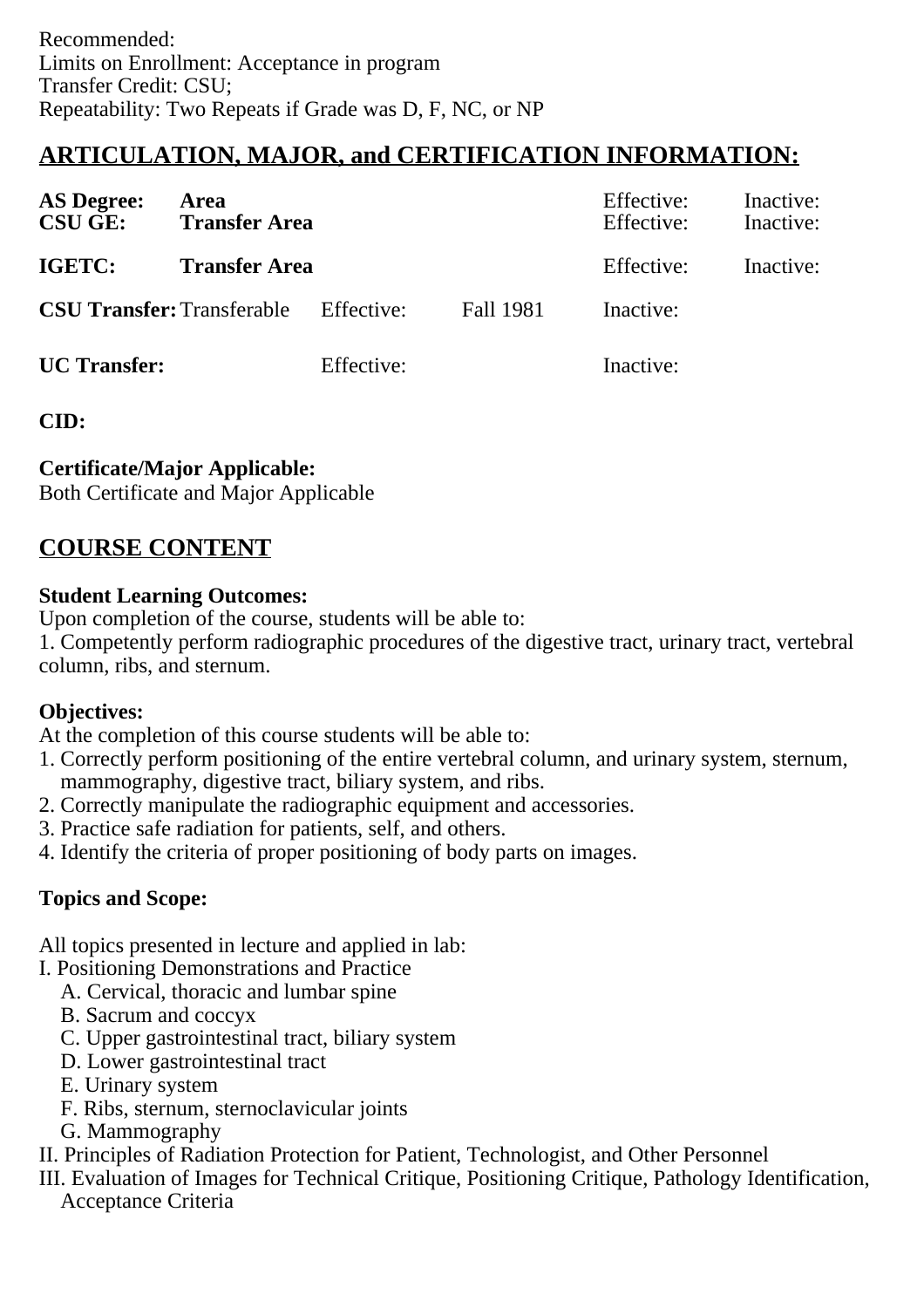Recommended:
Limits on Enrollment: Acceptance in program
Transfer Credit: CSU;
Repeatability: Two Repeats if Grade was D, F, NC, or NP

## ARTICULATION, MAJOR, and CERTIFICATION INFORMATION:

| | | | | | |
|---|---|---|---|---|---|
| **AS Degree:** | **Area** | | | Effective: | Inactive: |
| **CSU GE:** | **Transfer Area** | | | Effective: | Inactive: |
| **IGETC:** | **Transfer Area** | | | Effective: | Inactive: |
| **CSU Transfer:** | Transferable | Effective: | Fall 1981 | Inactive: | |
| **UC Transfer:** | | Effective: | | Inactive: | |

**CID:**

**Certificate/Major Applicable:**
Both Certificate and Major Applicable

## COURSE CONTENT

**Student Learning Outcomes:**
Upon completion of the course, students will be able to:
1. Competently perform radiographic procedures of the digestive tract, urinary tract, vertebral column, ribs, and sternum.

**Objectives:**
At the completion of this course students will be able to:
1. Correctly perform positioning of the entire vertebral column, and urinary system, sternum, mammography, digestive tract, biliary system, and ribs.
2. Correctly manipulate the radiographic equipment and accessories.
3. Practice safe radiation for patients, self, and others.
4. Identify the criteria of proper positioning of body parts on images.

**Topics and Scope:**

All topics presented in lecture and applied in lab:
I. Positioning Demonstrations and Practice
   A. Cervical, thoracic and lumbar spine
   B. Sacrum and coccyx
   C. Upper gastrointestinal tract, biliary system
   D. Lower gastrointestinal tract
   E. Urinary system
   F. Ribs, sternum, sternoclavicular joints
   G. Mammography
II. Principles of Radiation Protection for Patient, Technologist, and Other Personnel
III. Evaluation of Images for Technical Critique, Positioning Critique, Pathology Identification, Acceptance Criteria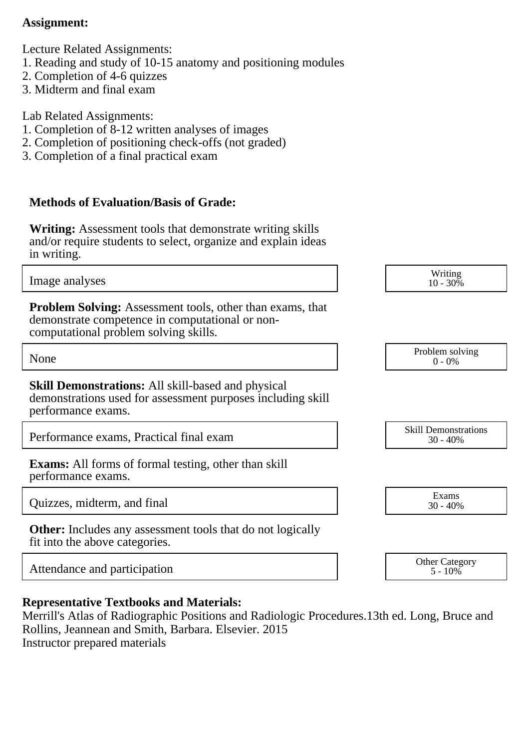**Assignment:**

Lecture Related Assignments:
1. Reading and study of 10-15 anatomy and positioning modules
2. Completion of 4-6 quizzes
3. Midterm and final exam

Lab Related Assignments:
1. Completion of 8-12 written analyses of images
2. Completion of positioning check-offs (not graded)
3. Completion of a final practical exam

**Methods of Evaluation/Basis of Grade:**

**Writing:** Assessment tools that demonstrate writing skills and/or require students to select, organize and explain ideas in writing.

| | |
|---|---|
| Image analyses | Writing 10 - 30% |

**Problem Solving:** Assessment tools, other than exams, that demonstrate competence in computational or non-computational problem solving skills.

| | |
|---|---|
| None | Problem solving 0 - 0% |

**Skill Demonstrations:** All skill-based and physical demonstrations used for assessment purposes including skill performance exams.

| | |
|---|---|
| Performance exams, Practical final exam | Skill Demonstrations 30 - 40% |

**Exams:** All forms of formal testing, other than skill performance exams.

| | |
|---|---|
| Quizzes, midterm, and final | Exams 30 - 40% |

**Other:** Includes any assessment tools that do not logically fit into the above categories.

| | |
|---|---|
| Attendance and participation | Other Category 5 - 10% |

**Representative Textbooks and Materials:**
Merrill's Atlas of Radiographic Positions and Radiologic Procedures.13th ed. Long, Bruce and Rollins, Jeannean and Smith, Barbara. Elsevier. 2015
Instructor prepared materials